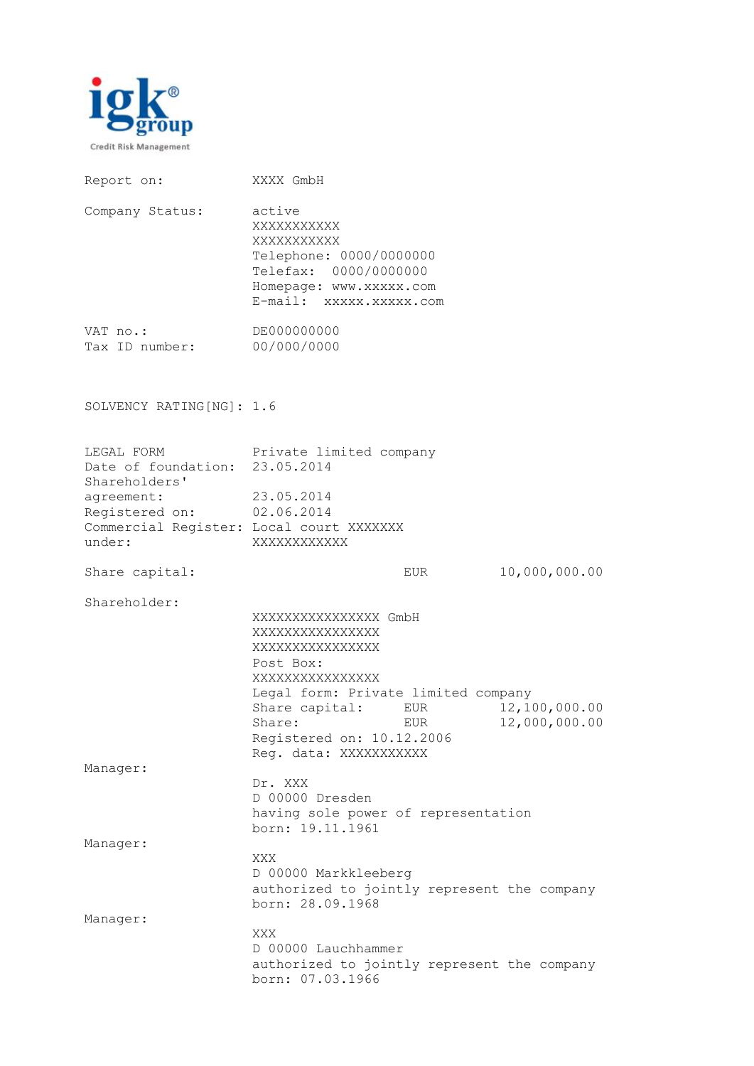igk® group
Credit Risk Management

| | |
|---|---|
| Report on: | XXXX GmbH |
| Company Status: | active<br>XXXXXXXXXXX<br>XXXXXXXXXXX<br>Telephone: 0000/0000000<br>Telefax: 0000/0000000<br>Homepage: www.xxxxx.com<br>E-mail: xxxxx.xxxxx.com |
| VAT no.: | DE000000000 |
| Tax ID number: | 00/000/0000 |

SOLVENCY RATING[NG]: 1.6

| | |
|---|---|
| LEGAL FORM | Private limited company |
| Date of foundation: | 23.05.2014 |
| Shareholders' agreement: | 23.05.2014 |
| Registered on: | 02.06.2014 |
| Commercial Register: | Local court XXXXXXX |
| under: | XXXXXXXXXXXX |

Share capital: EUR 10,000,000.00

Shareholder:

XXXXXXXXXXXXXXXX GmbH
XXXXXXXXXXXXXXXX
XXXXXXXXXXXXXXXX
Post Box:
XXXXXXXXXXXXXXXX
Legal form: Private limited company
Share capital: EUR 12,100,000.00
Share: EUR 12,000,000.00
Registered on: 10.12.2006
Reg. data: XXXXXXXXXXX

Manager:

Dr. XXX
D 00000 Dresden
having sole power of representation
born: 19.11.1961

Manager:

XXX
D 00000 Markkleeberg
authorized to jointly represent the company
born: 28.09.1968

Manager:

XXX
D 00000 Lauchhammer
authorized to jointly represent the company
born: 07.03.1966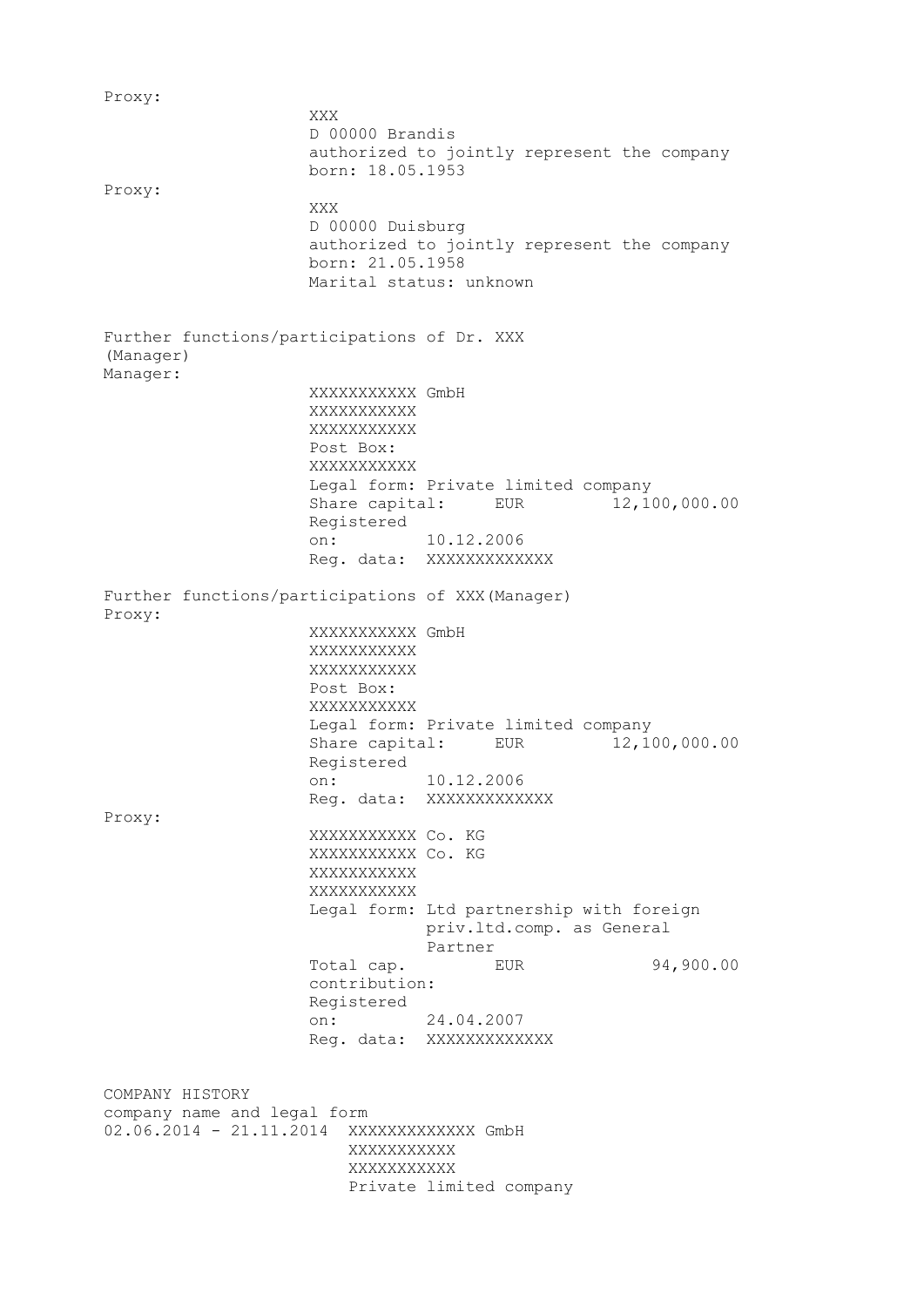Proxy:

XXX
D 00000 Brandis
authorized to jointly represent the company
born: 18.05.1953

Proxy:

XXX
D 00000 Duisburg
authorized to jointly represent the company
born: 21.05.1958
Marital status: unknown

Further functions/participations of Dr. XXX (Manager)

Manager:

XXXXXXXXXXX GmbH
XXXXXXXXXXX
XXXXXXXXXXX
Post Box:
XXXXXXXXXXX
Legal form: Private limited company
Share capital: EUR 12,100,000.00
Registered on: 10.12.2006
Reg. data: XXXXXXXXXXXXX

Further functions/participations of XXX (Manager)

Proxy:

XXXXXXXXXXX GmbH
XXXXXXXXXXX
XXXXXXXXXXX
Post Box:
XXXXXXXXXXX
Legal form: Private limited company
Share capital: EUR 12,100,000.00
Registered on: 10.12.2006
Reg. data: XXXXXXXXXXXXX

Proxy:

XXXXXXXXXXX Co. KG
XXXXXXXXXXX Co. KG
XXXXXXXXXXX
XXXXXXXXXXX
Legal form: Ltd partnership with foreign priv.ltd.comp. as General Partner
Total cap. contribution: EUR 94,900.00
Registered on: 24.04.2007
Reg. data: XXXXXXXXXXXXX

COMPANY HISTORY

company name and legal form

02.06.2014 - 21.11.2014 XXXXXXXXXXXXX GmbH
XXXXXXXXXXX
XXXXXXXXXXX
Private limited company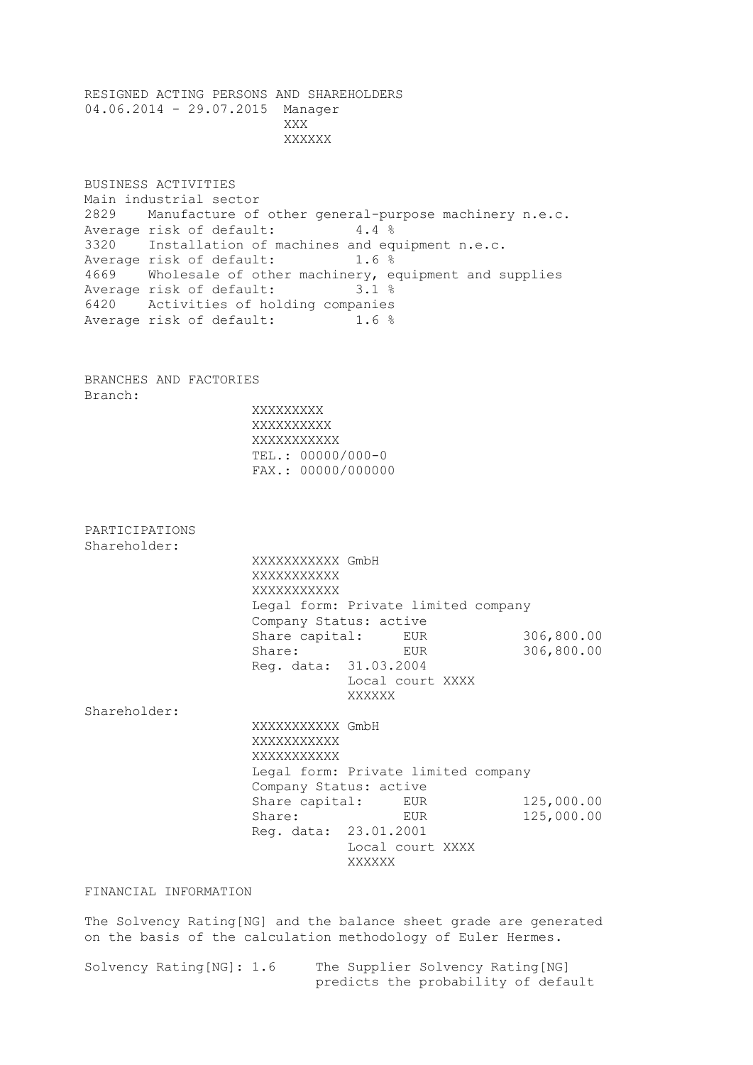## RESIGNED ACTING PERSONS AND SHAREHOLDERS

04.06.2014 - 29.07.2015 Manager
XXX
XXXXXX

## BUSINESS ACTIVITIES

Main industrial sector

2829 Manufacture of other general-purpose machinery n.e.c.
Average risk of default: 4.4 %

3320 Installation of machines and equipment n.e.c.
Average risk of default: 1.6 %

4669 Wholesale of other machinery, equipment and supplies
Average risk of default: 3.1 %

6420 Activities of holding companies
Average risk of default: 1.6 %

## BRANCHES AND FACTORIES

Branch:

XXXXXXXXX
XXXXXXXXXX
XXXXXXXXXXX
TEL.: 00000/000-0
FAX.: 00000/000000

## PARTICIPATIONS

Shareholder:

XXXXXXXXXXX GmbH
XXXXXXXXXXX
XXXXXXXXXXX
Legal form: Private limited company
Company Status: active
Share capital: EUR 306,800.00
Share: EUR 306,800.00
Reg. data: 31.03.2004
Local court XXXX
XXXXXX

Shareholder:

XXXXXXXXXXX GmbH
XXXXXXXXXXX
XXXXXXXXXXX
Legal form: Private limited company
Company Status: active
Share capital: EUR 125,000.00
Share: EUR 125,000.00
Reg. data: 23.01.2001
Local court XXXX
XXXXXX

## FINANCIAL INFORMATION

The Solvency Rating[NG] and the balance sheet grade are generated on the basis of the calculation methodology of Euler Hermes.

Solvency Rating[NG]: 1.6 The Supplier Solvency Rating[NG] predicts the probability of default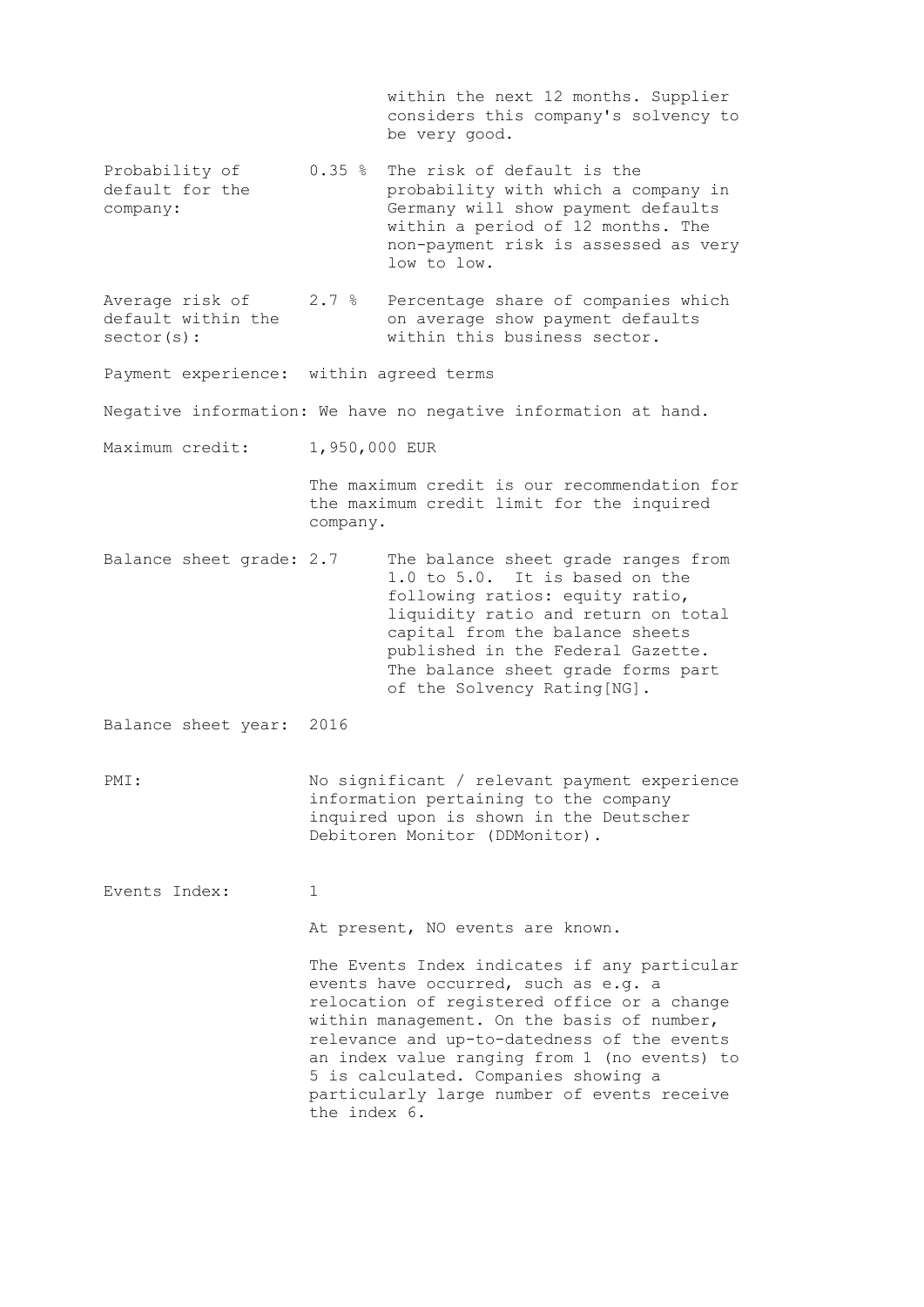within the next 12 months. Supplier considers this company's solvency to be very good.

Probability of default for the company: 0.35 % The risk of default is the probability with which a company in Germany will show payment defaults within a period of 12 months. The non-payment risk is assessed as very low to low.

Average risk of default within the sector(s): 2.7 % Percentage share of companies which on average show payment defaults within this business sector.

Payment experience: within agreed terms

Negative information: We have no negative information at hand.

Maximum credit: 1,950,000 EUR

The maximum credit is our recommendation for the maximum credit limit for the inquired company.

Balance sheet grade: 2.7 The balance sheet grade ranges from 1.0 to 5.0. It is based on the following ratios: equity ratio, liquidity ratio and return on total capital from the balance sheets published in the Federal Gazette. The balance sheet grade forms part of the Solvency Rating[NG].

Balance sheet year: 2016

PMI: No significant / relevant payment experience information pertaining to the company inquired upon is shown in the Deutscher Debitoren Monitor (DDMonitor).

Events Index: 1

At present, NO events are known.

The Events Index indicates if any particular events have occurred, such as e.g. a relocation of registered office or a change within management. On the basis of number, relevance and up-to-datedness of the events an index value ranging from 1 (no events) to 5 is calculated. Companies showing a particularly large number of events receive the index 6.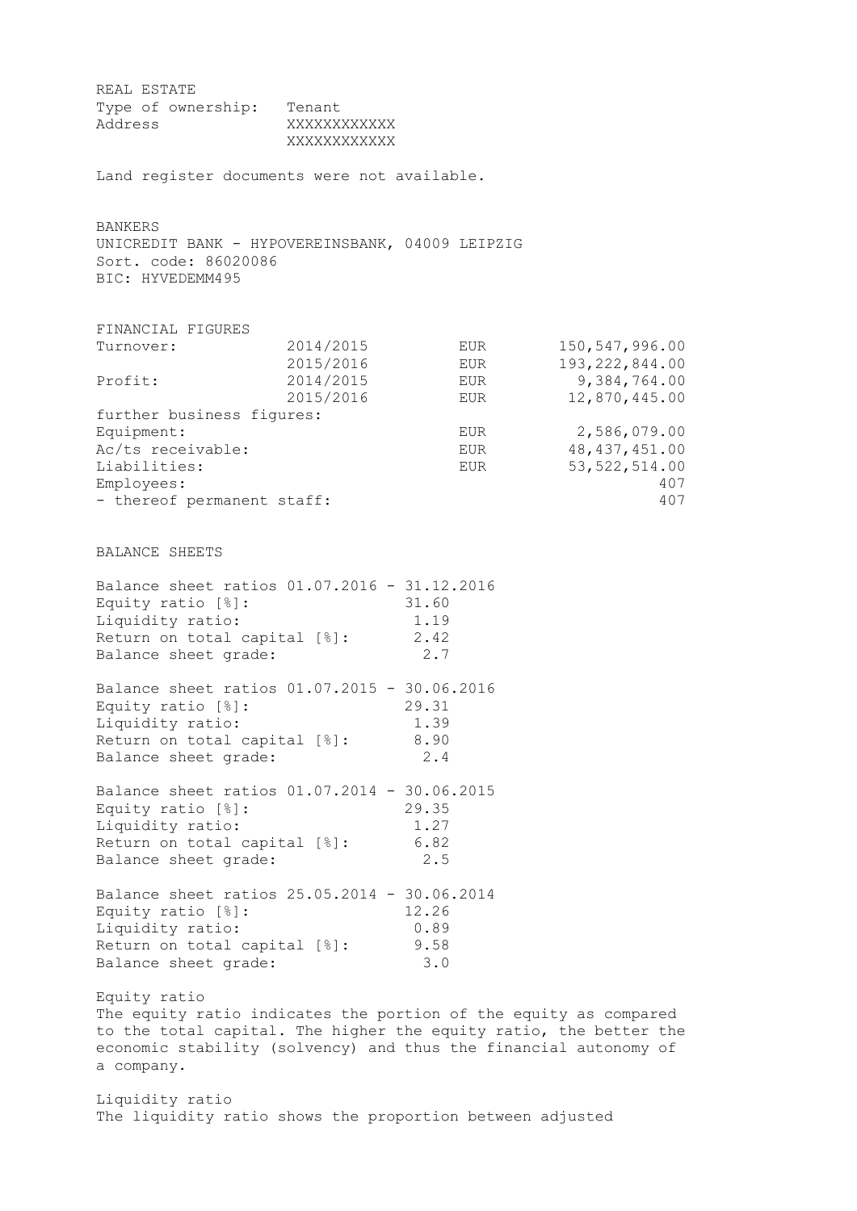## REAL ESTATE

| | |
|---|---|
| Type of ownership: | Tenant |
| Address | XXXXXXXXXXXX<br>XXXXXXXXXXXX |

Land register documents were not available.

## BANKERS

UNICREDIT BANK - HYPOVEREINSBANK, 04009 LEIPZIG
Sort. code: 86020086
BIC: HYVEDEMM495

## FINANCIAL FIGURES

| | | | |
|---|---|---|---|
| Turnover: | 2014/2015 | EUR | 150,547,996.00 |
| | 2015/2016 | EUR | 193,222,844.00 |
| Profit: | 2014/2015 | EUR | 9,384,764.00 |
| | 2015/2016 | EUR | 12,870,445.00 |
| further business figures: | | | |
| Equipment: | | EUR | 2,586,079.00 |
| Ac/ts receivable: | | EUR | 48,437,451.00 |
| Liabilities: | | EUR | 53,522,514.00 |
| Employees: | | | 407 |
| - thereof permanent staff: | | | 407 |

## BALANCE SHEETS

**Balance sheet ratios 01.07.2016 - 31.12.2016**

| | |
|---|---|
| Equity ratio [%]: | 31.60 |
| Liquidity ratio: | 1.19 |
| Return on total capital [%]: | 2.42 |
| Balance sheet grade: | 2.7 |

**Balance sheet ratios 01.07.2015 - 30.06.2016**

| | |
|---|---|
| Equity ratio [%]: | 29.31 |
| Liquidity ratio: | 1.39 |
| Return on total capital [%]: | 8.90 |
| Balance sheet grade: | 2.4 |

**Balance sheet ratios 01.07.2014 - 30.06.2015**

| | |
|---|---|
| Equity ratio [%]: | 29.35 |
| Liquidity ratio: | 1.27 |
| Return on total capital [%]: | 6.82 |
| Balance sheet grade: | 2.5 |

**Balance sheet ratios 25.05.2014 - 30.06.2014**

| | |
|---|---|
| Equity ratio [%]: | 12.26 |
| Liquidity ratio: | 0.89 |
| Return on total capital [%]: | 9.58 |
| Balance sheet grade: | 3.0 |

Equity ratio
The equity ratio indicates the portion of the equity as compared to the total capital. The higher the equity ratio, the better the economic stability (solvency) and thus the financial autonomy of a company.

Liquidity ratio
The liquidity ratio shows the proportion between adjusted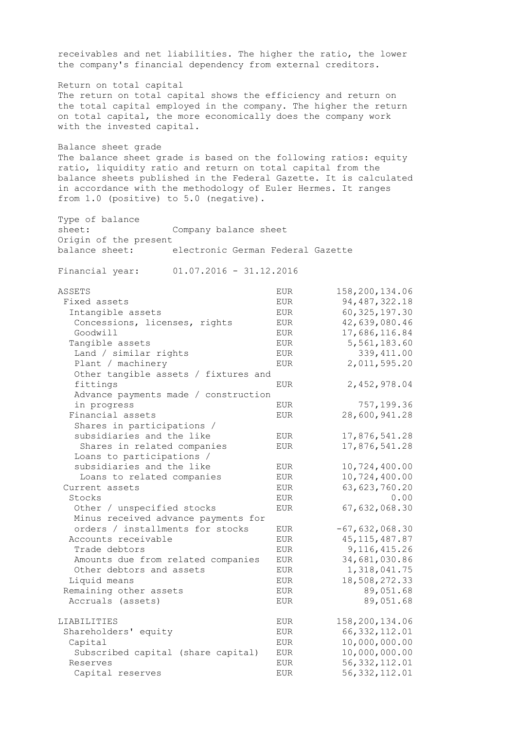receivables and net liabilities. The higher the ratio, the lower the company's financial dependency from external creditors.

Return on total capital
The return on total capital shows the efficiency and return on the total capital employed in the company. The higher the return on total capital, the more economically does the company work with the invested capital.

Balance sheet grade
The balance sheet grade is based on the following ratios: equity ratio, liquidity ratio and return on total capital from the balance sheets published in the Federal Gazette. It is calculated in accordance with the methodology of Euler Hermes. It ranges from 1.0 (positive) to 5.0 (negative).

Type of balance sheet: Company balance sheet
Origin of the present balance sheet: electronic German Federal Gazette

Financial year: 01.07.2016 - 31.12.2016

| | | |
|---|---|---|
| ASSETS | EUR | 158,200,134.06 |
| Fixed assets | EUR | 94,487,322.18 |
| Intangible assets | EUR | 60,325,197.30 |
| Concessions, licenses, rights | EUR | 42,639,080.46 |
| Goodwill | EUR | 17,686,116.84 |
| Tangible assets | EUR | 5,561,183.60 |
| Land / similar rights | EUR | 339,411.00 |
| Plant / machinery | EUR | 2,011,595.20 |
| Other tangible assets / fixtures and fittings | EUR | 2,452,978.04 |
| Advance payments made / construction in progress | EUR | 757,199.36 |
| Financial assets | EUR | 28,600,941.28 |
| Shares in participations / subsidiaries and the like | EUR | 17,876,541.28 |
| Shares in related companies | EUR | 17,876,541.28 |
| Loans to participations / subsidiaries and the like | EUR | 10,724,400.00 |
| Loans to related companies | EUR | 10,724,400.00 |
| Current assets | EUR | 63,623,760.20 |
| Stocks | EUR | 0.00 |
| Other / unspecified stocks | EUR | 67,632,068.30 |
| Minus received advance payments for orders / installments for stocks | EUR | -67,632,068.30 |
| Accounts receivable | EUR | 45,115,487.87 |
| Trade debtors | EUR | 9,116,415.26 |
| Amounts due from related companies | EUR | 34,681,030.86 |
| Other debtors and assets | EUR | 1,318,041.75 |
| Liquid means | EUR | 18,508,272.33 |
| Remaining other assets | EUR | 89,051.68 |
| Accruals (assets) | EUR | 89,051.68 |
| | | |
| LIABILITIES | EUR | 158,200,134.06 |
| Shareholders' equity | EUR | 66,332,112.01 |
| Capital | EUR | 10,000,000.00 |
| Subscribed capital (share capital) | EUR | 10,000,000.00 |
| Reserves | EUR | 56,332,112.01 |
| Capital reserves | EUR | 56,332,112.01 |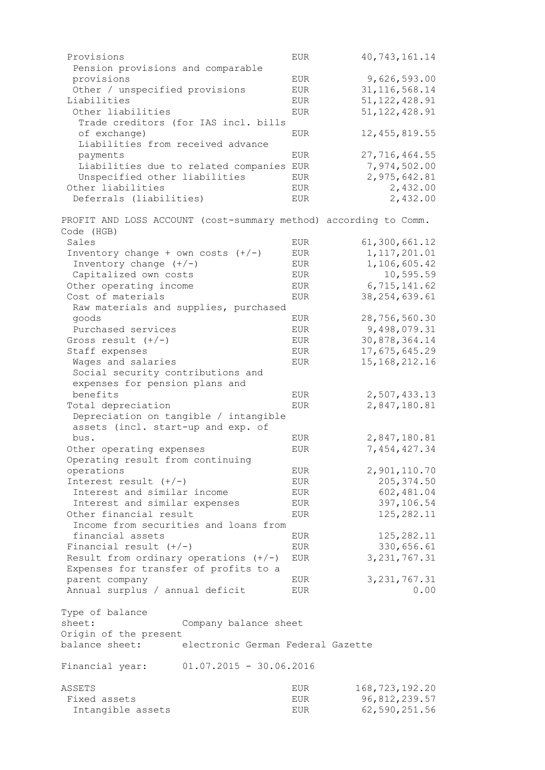| | | |
|---|---|---|
| Provisions | EUR | 40,743,161.14 |
| Pension provisions and comparable provisions | EUR | 9,626,593.00 |
| Other / unspecified provisions | EUR | 31,116,568.14 |
| Liabilities | EUR | 51,122,428.91 |
| Other liabilities | EUR | 51,122,428.91 |
| Trade creditors (for IAS incl. bills of exchange) | EUR | 12,455,819.55 |
| Liabilities from received advance payments | EUR | 27,716,464.55 |
| Liabilities due to related companies | EUR | 7,974,502.00 |
| Unspecified other liabilities | EUR | 2,975,642.81 |
| Other liabilities | EUR | 2,432.00 |
| Deferrals (liabilities) | EUR | 2,432.00 |

PROFIT AND LOSS ACCOUNT (cost-summary method) according to Comm. Code (HGB)

| | | |
|---|---|---|
| Sales | EUR | 61,300,661.12 |
| Inventory change + own costs (+/-) | EUR | 1,117,201.01 |
| Inventory change (+/-) | EUR | 1,106,605.42 |
| Capitalized own costs | EUR | 10,595.59 |
| Other operating income | EUR | 6,715,141.62 |
| Cost of materials | EUR | 38,254,639.61 |
| Raw materials and supplies, purchased goods | EUR | 28,756,560.30 |
| Purchased services | EUR | 9,498,079.31 |
| Gross result (+/-) | EUR | 30,878,364.14 |
| Staff expenses | EUR | 17,675,645.29 |
| Wages and salaries | EUR | 15,168,212.16 |
| Social security contributions and expenses for pension plans and benefits | EUR | 2,507,433.13 |
| Total depreciation | EUR | 2,847,180.81 |
| Depreciation on tangible / intangible assets (incl. start-up and exp. of bus. | EUR | 2,847,180.81 |
| Other operating expenses | EUR | 7,454,427.34 |
| Operating result from continuing operations | EUR | 2,901,110.70 |
| Interest result (+/-) | EUR | 205,374.50 |
| Interest and similar income | EUR | 602,481.04 |
| Interest and similar expenses | EUR | 397,106.54 |
| Other financial result | EUR | 125,282.11 |
| Income from securities and loans from financial assets | EUR | 125,282.11 |
| Financial result (+/-) | EUR | 330,656.61 |
| Result from ordinary operations (+/-) | EUR | 3,231,767.31 |
| Expenses for transfer of profits to a parent company | EUR | 3,231,767.31 |
| Annual surplus / annual deficit | EUR | 0.00 |

Type of balance sheet: Company balance sheet
Origin of the present balance sheet: electronic German Federal Gazette

Financial year: 01.07.2015 - 30.06.2016

| | | |
|---|---|---|
| ASSETS | EUR | 168,723,192.20 |
| Fixed assets | EUR | 96,812,239.57 |
| Intangible assets | EUR | 62,590,251.56 |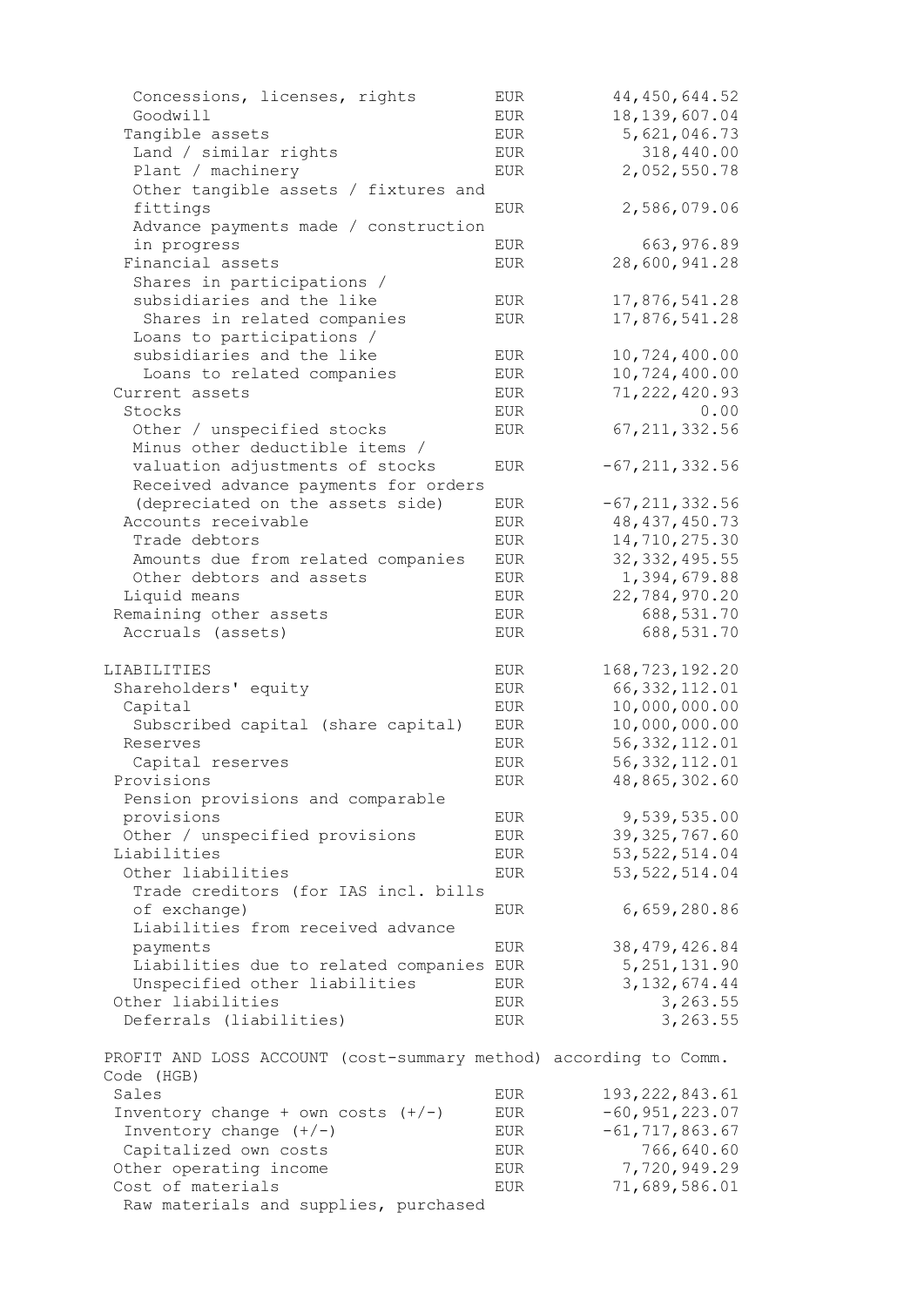| | | |
|---|---|---|
| Concessions, licenses, rights | EUR | 44,450,644.52 |
| Goodwill | EUR | 18,139,607.04 |
| Tangible assets | EUR | 5,621,046.73 |
| Land / similar rights | EUR | 318,440.00 |
| Plant / machinery | EUR | 2,052,550.78 |
| Other tangible assets / fixtures and fittings | EUR | 2,586,079.06 |
| Advance payments made / construction in progress | EUR | 663,976.89 |
| Financial assets | EUR | 28,600,941.28 |
| Shares in participations / subsidiaries and the like | EUR | 17,876,541.28 |
| Shares in related companies | EUR | 17,876,541.28 |
| Loans to participations / subsidiaries and the like | EUR | 10,724,400.00 |
| Loans to related companies | EUR | 10,724,400.00 |
| Current assets | EUR | 71,222,420.93 |
| Stocks | EUR | 0.00 |
| Other / unspecified stocks | EUR | 67,211,332.56 |
| Minus other deductible items / valuation adjustments of stocks | EUR | -67,211,332.56 |
| Received advance payments for orders (depreciated on the assets side) | EUR | -67,211,332.56 |
| Accounts receivable | EUR | 48,437,450.73 |
| Trade debtors | EUR | 14,710,275.30 |
| Amounts due from related companies | EUR | 32,332,495.55 |
| Other debtors and assets | EUR | 1,394,679.88 |
| Liquid means | EUR | 22,784,970.20 |
| Remaining other assets | EUR | 688,531.70 |
| Accruals (assets) | EUR | 688,531.70 |
| | | |
| LIABILITIES | EUR | 168,723,192.20 |
| Shareholders' equity | EUR | 66,332,112.01 |
| Capital | EUR | 10,000,000.00 |
| Subscribed capital (share capital) | EUR | 10,000,000.00 |
| Reserves | EUR | 56,332,112.01 |
| Capital reserves | EUR | 56,332,112.01 |
| Provisions | EUR | 48,865,302.60 |
| Pension provisions and comparable provisions | EUR | 9,539,535.00 |
| Other / unspecified provisions | EUR | 39,325,767.60 |
| Liabilities | EUR | 53,522,514.04 |
| Other liabilities | EUR | 53,522,514.04 |
| Trade creditors (for IAS incl. bills of exchange) | EUR | 6,659,280.86 |
| Liabilities from received advance payments | EUR | 38,479,426.84 |
| Liabilities due to related companies | EUR | 5,251,131.90 |
| Unspecified other liabilities | EUR | 3,132,674.44 |
| Other liabilities | EUR | 3,263.55 |
| Deferrals (liabilities) | EUR | 3,263.55 |

PROFIT AND LOSS ACCOUNT (cost-summary method) according to Comm. Code (HGB)

| | | |
|---|---|---|
| Sales | EUR | 193,222,843.61 |
| Inventory change + own costs (+/-) | EUR | -60,951,223.07 |
| Inventory change (+/-) | EUR | -61,717,863.67 |
| Capitalized own costs | EUR | 766,640.60 |
| Other operating income | EUR | 7,720,949.29 |
| Cost of materials | EUR | 71,689,586.01 |
| Raw materials and supplies, purchased | | |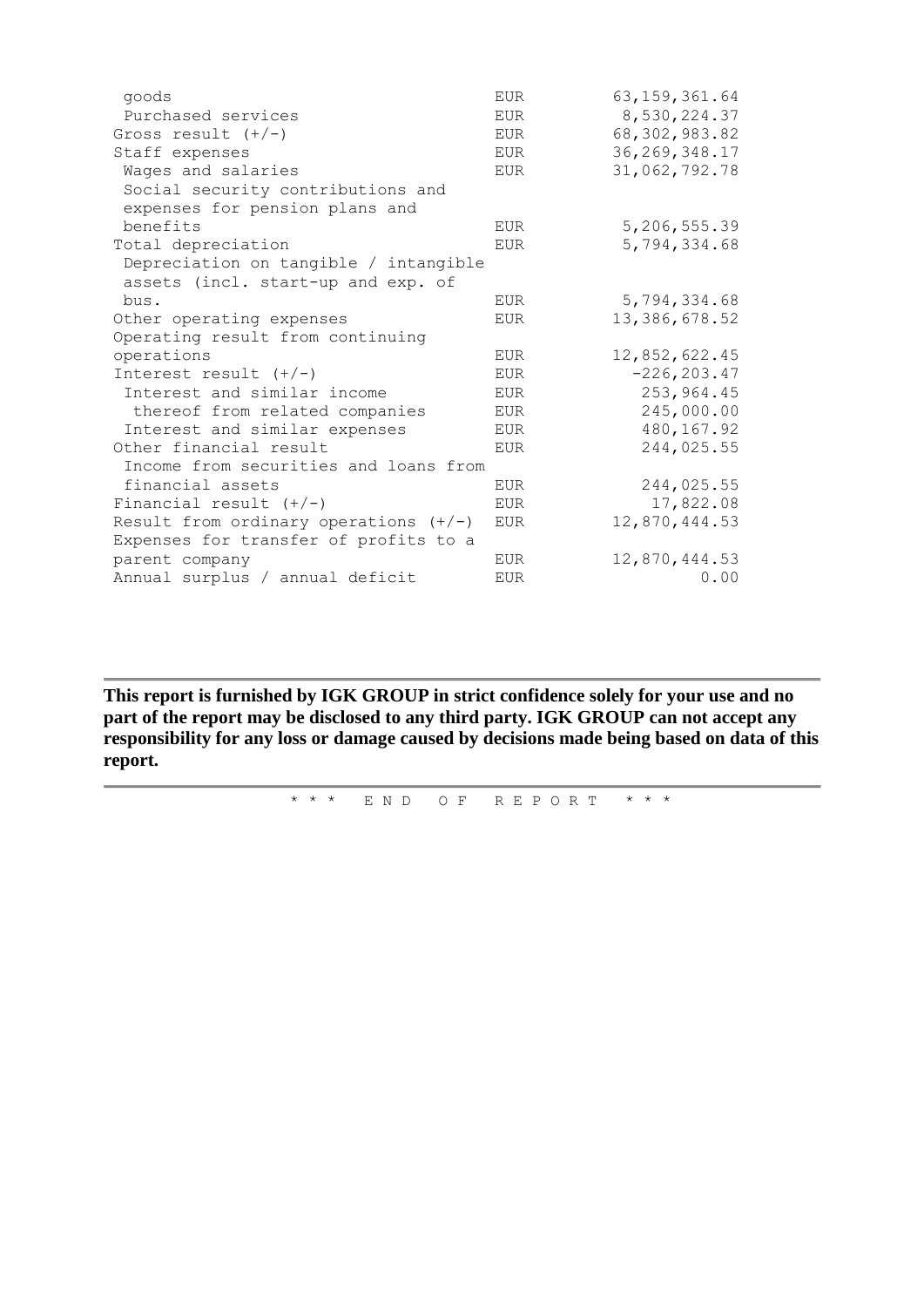| | | |
|---|---|---|
| goods | EUR | 63,159,361.64 |
| Purchased services | EUR | 8,530,224.37 |
| Gross result (+/-) | EUR | 68,302,983.82 |
| Staff expenses | EUR | 36,269,348.17 |
| Wages and salaries | EUR | 31,062,792.78 |
| Social security contributions and expenses for pension plans and benefits | EUR | 5,206,555.39 |
| Total depreciation | EUR | 5,794,334.68 |
| Depreciation on tangible / intangible assets (incl. start-up and exp. of bus. | EUR | 5,794,334.68 |
| Other operating expenses | EUR | 13,386,678.52 |
| Operating result from continuing operations | EUR | 12,852,622.45 |
| Interest result (+/-) | EUR | -226,203.47 |
| Interest and similar income | EUR | 253,964.45 |
| thereof from related companies | EUR | 245,000.00 |
| Interest and similar expenses | EUR | 480,167.92 |
| Other financial result | EUR | 244,025.55 |
| Income from securities and loans from financial assets | EUR | 244,025.55 |
| Financial result (+/-) | EUR | 17,822.08 |
| Result from ordinary operations (+/-) | EUR | 12,870,444.53 |
| Expenses for transfer of profits to a parent company | EUR | 12,870,444.53 |
| Annual surplus / annual deficit | EUR | 0.00 |

---

**This report is furnished by IGK GROUP in strict confidence solely for your use and no part of the report may be disclosed to any third party. IGK GROUP can not accept any responsibility for any loss or damage caused by decisions made being based on data of this report.**

---

\* \* \* E N D O F R E P O R T \* \* \*